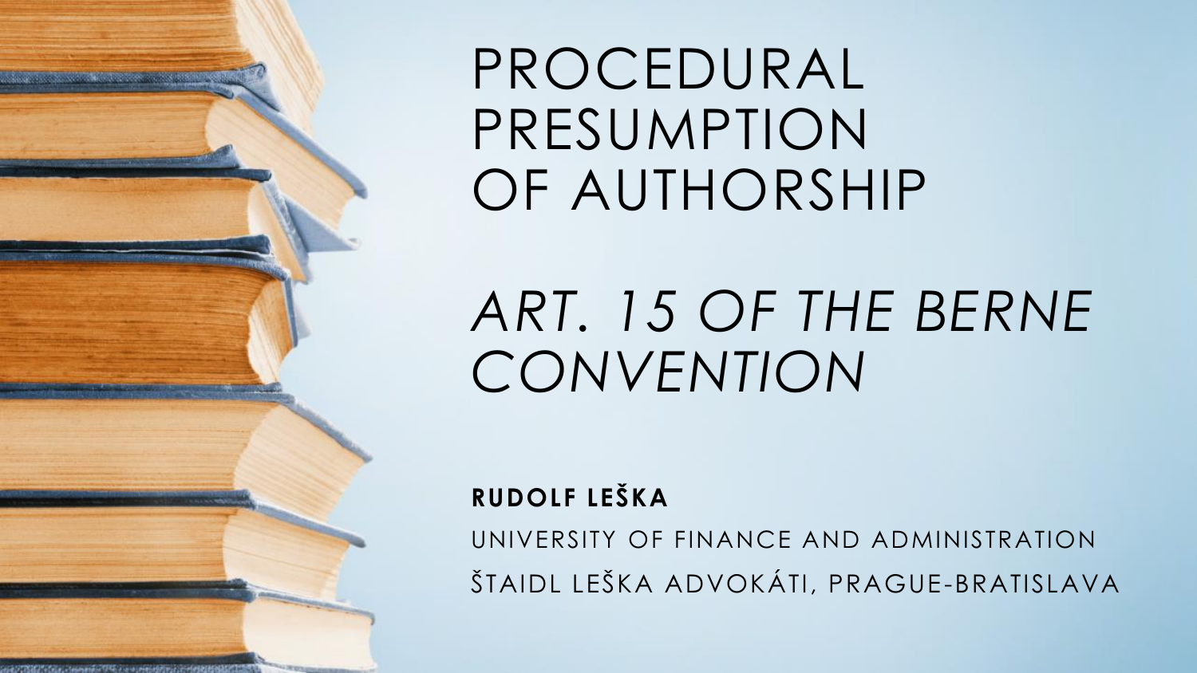# PROCEDURAL PRESUMPTION OF AUTHORSHIP

# *ART. 15 OF THE BERNE CONVENTION*

**RUDOLF LEŠKA**

UNIVERSITY OF FINANCE AND ADMINISTRATION

ŠTAIDL LEŠKA ADVOKÁTI, PRAGUE-BRATISLAVA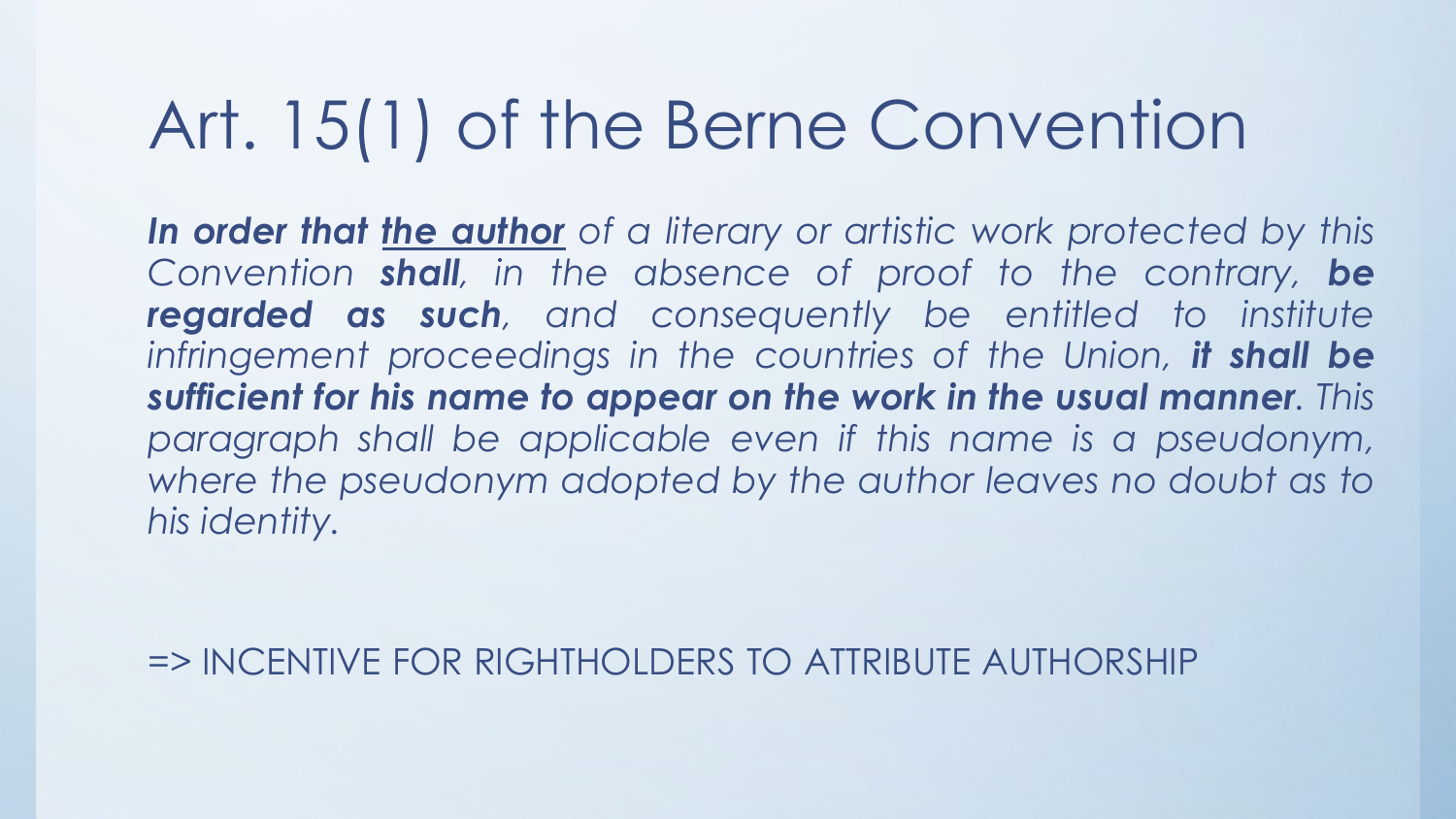# Art. 15(1) of the Berne Convention

***In order that <u>the author</u>*** *of a literary or artistic work protected by this Convention* ***shall****, in the absence of proof to the contrary,* ***be regarded as such****, and consequently be entitled to institute infringement proceedings in the countries of the Union,* ***it shall be sufficient for his name to appear on the work in the usual manner****. This paragraph shall be applicable even if this name is a pseudonym, where the pseudonym adopted by the author leaves no doubt as to his identity.*

=> INCENTIVE FOR RIGHTHOLDERS TO ATTRIBUTE AUTHORSHIP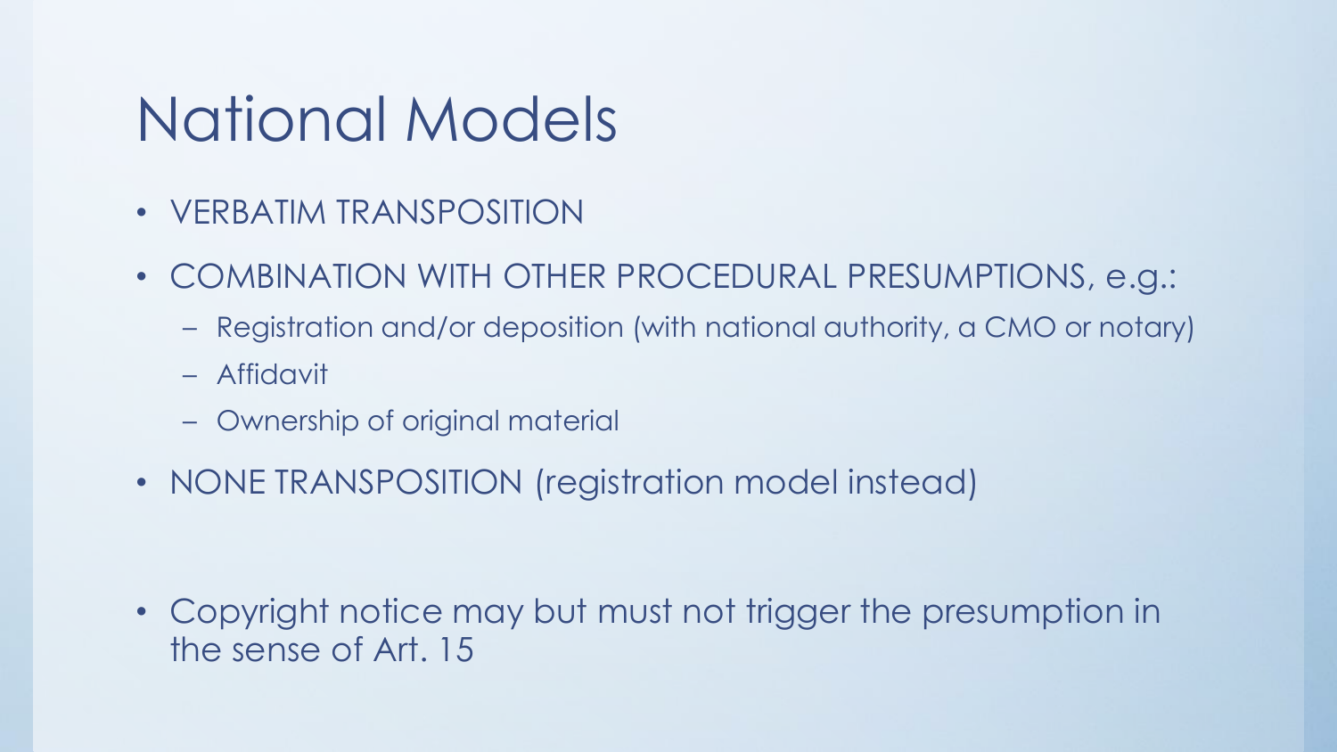# National Models

- VERBATIM TRANSPOSITION
- COMBINATION WITH OTHER PROCEDURAL PRESUMPTIONS, e.g.:
  - Registration and/or deposition (with national authority, a CMO or notary)
  - Affidavit
  - Ownership of original material
- NONE TRANSPOSITION (registration model instead)

- Copyright notice may but must not trigger the presumption in the sense of Art. 15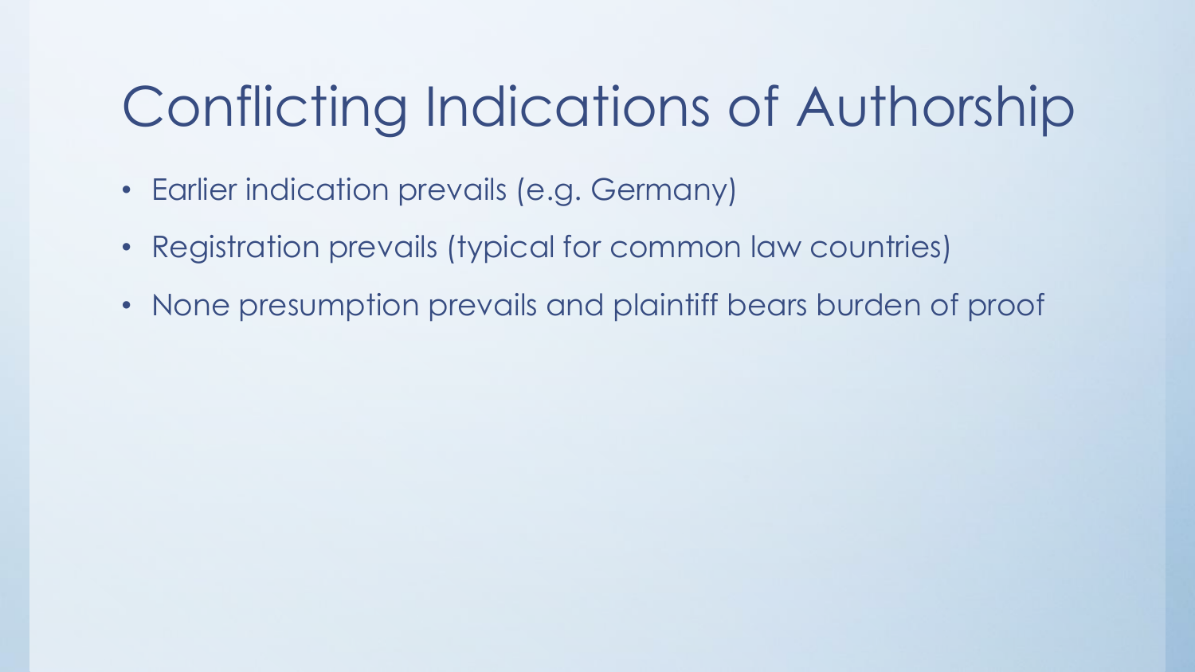# Conflicting Indications of Authorship

- Earlier indication prevails (e.g. Germany)
- Registration prevails (typical for common law countries)
- None presumption prevails and plaintiff bears burden of proof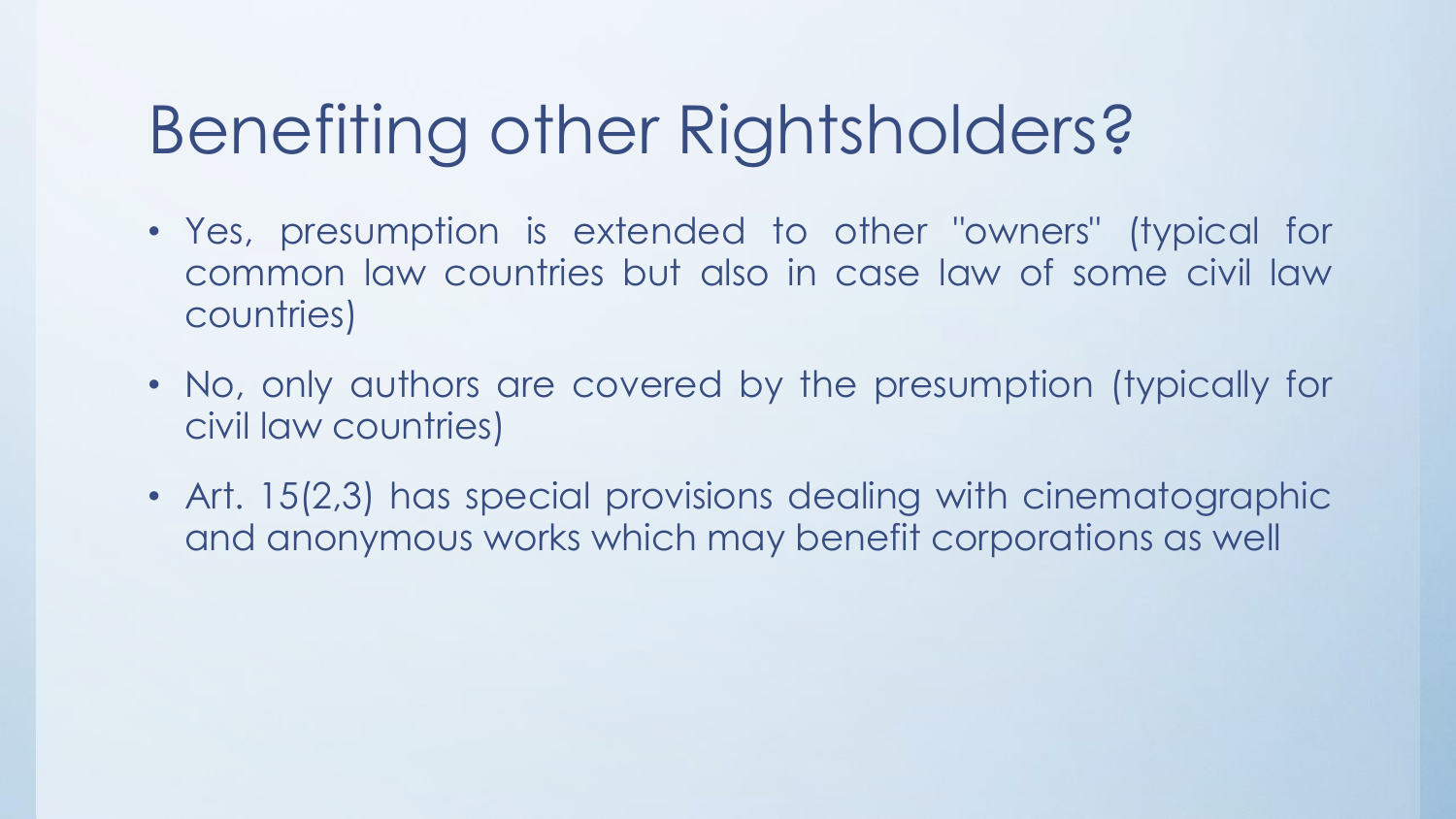# Benefiting other Rightsholders?

- Yes, presumption is extended to other "owners" (typical for common law countries but also in case law of some civil law countries)
- No, only authors are covered by the presumption (typically for civil law countries)
- Art. 15(2,3) has special provisions dealing with cinematographic and anonymous works which may benefit corporations as well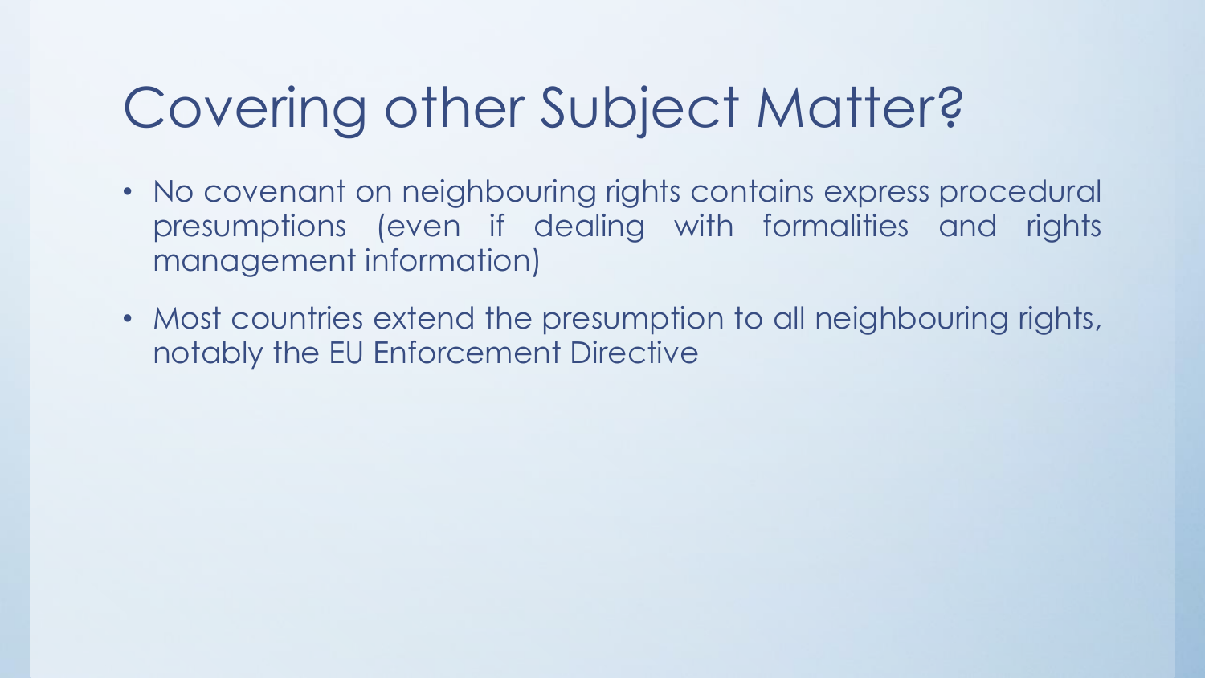# Covering other Subject Matter?

- No covenant on neighbouring rights contains express procedural presumptions (even if dealing with formalities and rights management information)
- Most countries extend the presumption to all neighbouring rights, notably the EU Enforcement Directive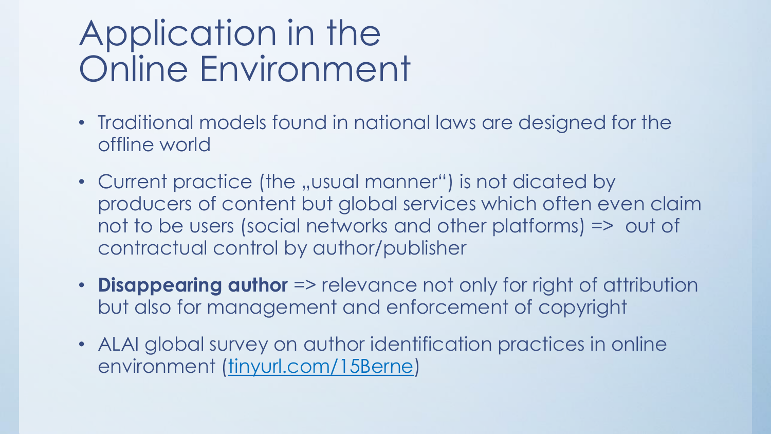# Application in the Online Environment

- Traditional models found in national laws are designed for the offline world
- Current practice (the „usual manner“) is not dicated by producers of content but global services which often even claim not to be users (social networks and other platforms) => out of contractual control by author/publisher
- **Disappearing author** => relevance not only for right of attribution but also for management and enforcement of copyright
- ALAI global survey on author identification practices in online environment (tinyurl.com/15Berne)